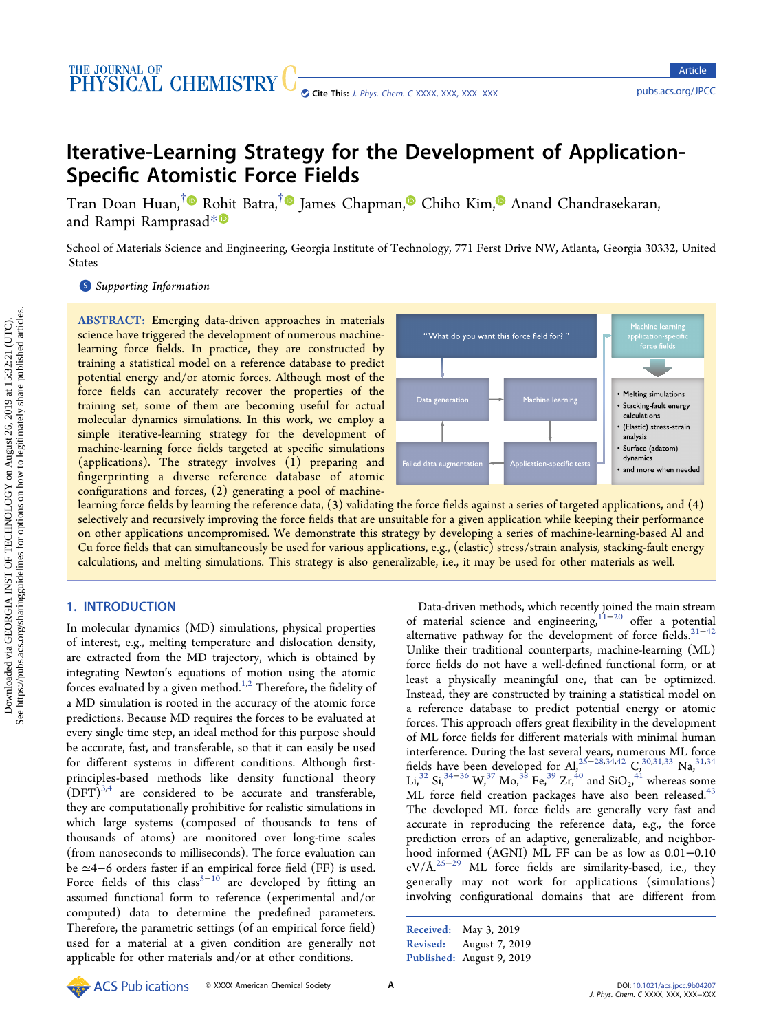# Iterative-Learning Strategy for the Development of Application-Specific Atomistic Force Fields

Tran Doan Huan,[†] Rohit Batra,[†] James Chapman, Chiho Kim, Anand Chandrasekaran, and Rampi Ramprasad*

School of Materials Science and Engineering, Georgia Institute of Technology, 771 Ferst Drive NW, Atlanta, Georgia 30332, United States

*Supporting Information*

**ABSTRACT:** Emerging data-driven approaches in materials science have triggered the development of numerous machine-learning force fields. In practice, they are constructed by training a statistical model on a reference database to predict potential energy and/or atomic forces. Although most of the force fields can accurately recover the properties of the training set, some of them are becoming useful for actual molecular dynamics simulations. In this work, we employ a simple iterative-learning strategy for the development of machine-learning force fields targeted at specific simulations (applications). The strategy involves (1) preparing and fingerprinting a diverse reference database of atomic configurations and forces, (2) generating a pool of machine-learning force fields by learning the reference data, (3) validating the force fields against a series of targeted applications, and (4) selectively and recursively improving the force fields that are unsuitable for a given application while keeping their performance on other applications uncompromised. We demonstrate this strategy by developing a series of machine-learning-based Al and Cu force fields that can simultaneously be used for various applications, e.g., (elastic) stress/strain analysis, stacking-fault energy calculations, and melting simulations. This strategy is also generalizable, i.e., it may be used for other materials as well.

## 1. INTRODUCTION

In molecular dynamics (MD) simulations, physical properties of interest, e.g., melting temperature and dislocation density, are extracted from the MD trajectory, which is obtained by integrating Newton's equations of motion using the atomic forces evaluated by a given method.[1,2] Therefore, the fidelity of a MD simulation is rooted in the accuracy of the atomic force predictions. Because MD requires the forces to be evaluated at every single time step, an ideal method for this purpose should be accurate, fast, and transferable, so that it can easily be used for different systems in different conditions. Although first-principles-based methods like density functional theory (DFT)[3,4] are considered to be accurate and transferable, they are computationally prohibitive for realistic simulations in which large systems (composed of thousands to tens of thousands of atoms) are monitored over long-time scales (from nanoseconds to milliseconds). The force evaluation can be ≃4−6 orders faster if an empirical force field (FF) is used. Force fields of this class[5−10] are developed by fitting an assumed functional form to reference (experimental and/or computed) data to determine the predefined parameters. Therefore, the parametric settings (of an empirical force field) used for a material at a given condition are generally not applicable for other materials and/or at other conditions.

Data-driven methods, which recently joined the main stream of material science and engineering,[11−20] offer a potential alternative pathway for the development of force fields.[21−42] Unlike their traditional counterparts, machine-learning (ML) force fields do not have a well-defined functional form, or at least a physically meaningful one, that can be optimized. Instead, they are constructed by training a statistical model on a reference database to predict potential energy or atomic forces. This approach offers great flexibility in the development of ML force fields for different materials with minimal human interference. During the last several years, numerous ML force fields have been developed for Al,[25−28,34,42] C,[30,31,33] Na,[31,34] Li,[32] Si,[34−36] W,[37] Mo,[38] Fe,[39] Zr,[40] and $SiO_2$,[41] whereas some ML force field creation packages have also been released.[43] The developed ML force fields are generally very fast and accurate in reproducing the reference data, e.g., the force prediction errors of an adaptive, generalizable, and neighborhood informed (AGNI) ML FF can be as low as 0.01−0.10 eV/Å.[25−29] ML force fields are similarity-based, i.e., they generally may not work for applications (simulations) involving configurational domains that are different from

Received: May 3, 2019
Revised: August 7, 2019
Published: August 9, 2019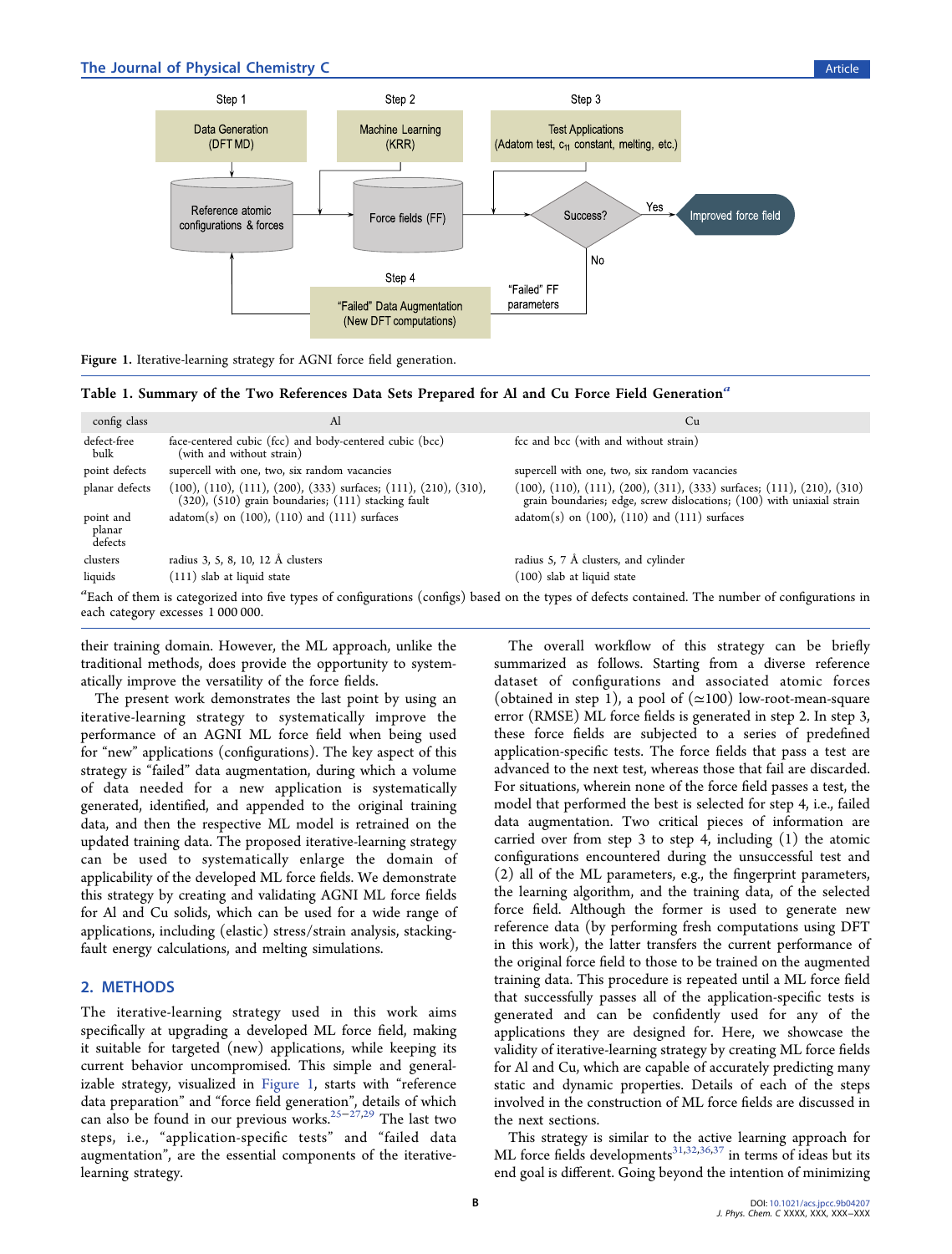Figure 1. Iterative-learning strategy for AGNI force field generation.

Table 1. Summary of the Two References Data Sets Prepared for Al and Cu Force Field Generation[a]

| config class | Al | Cu |
|---|---|---|
| defect-free bulk | face-centered cubic (fcc) and body-centered cubic (bcc) (with and without strain) | fcc and bcc (with and without strain) |
| point defects | supercell with one, two, six random vacancies | supercell with one, two, six random vacancies |
| planar defects | (100), (110), (111), (200), (333) surfaces; (111), (210), (310), (320), (510) grain boundaries; (111) stacking fault | (100), (110), (111), (200), (311), (333) surfaces; (111), (210), (310) grain boundaries; edge, screw dislocations; (100) with uniaxial strain |
| point and planar defects | adatom(s) on (100), (110) and (111) surfaces | adatom(s) on (100), (110) and (111) surfaces |
| clusters | radius 3, 5, 8, 10, 12 Å clusters | radius 5, 7 Å clusters, and cylinder |
| liquids | (111) slab at liquid state | (100) slab at liquid state |

[a]Each of them is categorized into five types of configurations (configs) based on the types of defects contained. The number of configurations in each category excesses 1 000 000.

their training domain. However, the ML approach, unlike the traditional methods, does provide the opportunity to systematically improve the versatility of the force fields.

The present work demonstrates the last point by using an iterative-learning strategy to systematically improve the performance of an AGNI ML force field when being used for "new" applications (configurations). The key aspect of this strategy is "failed" data augmentation, during which a volume of data needed for a new application is systematically generated, identified, and appended to the original training data, and then the respective ML model is retrained on the updated training data. The proposed iterative-learning strategy can be used to systematically enlarge the domain of applicability of the developed ML force fields. We demonstrate this strategy by creating and validating AGNI ML force fields for Al and Cu solids, which can be used for a wide range of applications, including (elastic) stress/strain analysis, stacking-fault energy calculations, and melting simulations.

## 2. METHODS

The iterative-learning strategy used in this work aims specifically at upgrading a developed ML force field, making it suitable for targeted (new) applications, while keeping its current behavior uncompromised. This simple and generalizable strategy, visualized in Figure 1, starts with "reference data preparation" and "force field generation", details of which can also be found in our previous works.[25−27,29] The last two steps, i.e., "application-specific tests" and "failed data augmentation", are the essential components of the iterative-learning strategy.

The overall workflow of this strategy can be briefly summarized as follows. Starting from a diverse reference dataset of configurations and associated atomic forces (obtained in step 1), a pool of ($\simeq$100) low-root-mean-square error (RMSE) ML force fields is generated in step 2. In step 3, these force fields are subjected to a series of predefined application-specific tests. The force fields that pass a test are advanced to the next test, whereas those that fail are discarded. For situations, wherein none of the force field passes a test, the model that performed the best is selected for step 4, i.e., failed data augmentation. Two critical pieces of information are carried over from step 3 to step 4, including (1) the atomic configurations encountered during the unsuccessful test and (2) all of the ML parameters, e.g., the fingerprint parameters, the learning algorithm, and the training data, of the selected force field. Although the former is used to generate new reference data (by performing fresh computations using DFT in this work), the latter transfers the current performance of the original force field to those to be trained on the augmented training data. This procedure is repeated until a ML force field that successfully passes all of the application-specific tests is generated and can be confidently used for any of the applications they are designed for. Here, we showcase the validity of iterative-learning strategy by creating ML force fields for Al and Cu, which are capable of accurately predicting many static and dynamic properties. Details of each of the steps involved in the construction of ML force fields are discussed in the next sections.

This strategy is similar to the active learning approach for ML force fields developments[31,32,36,37] in terms of ideas but its end goal is different. Going beyond the intention of minimizing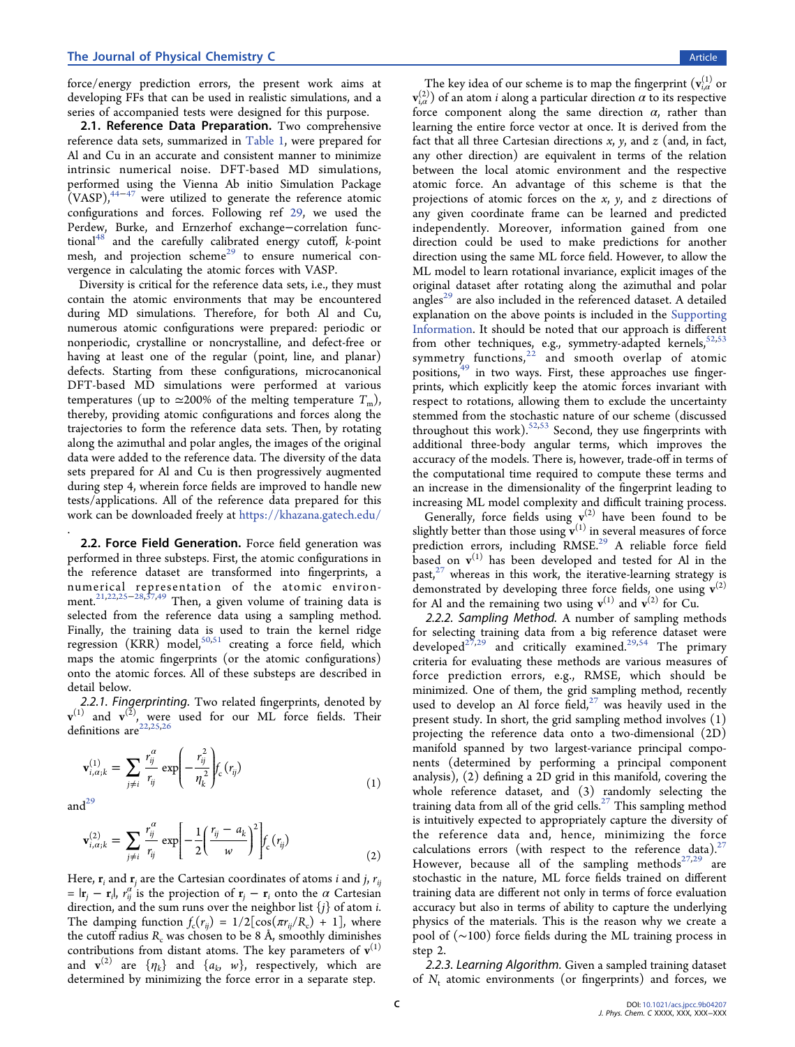force/energy prediction errors, the present work aims at developing FFs that can be used in realistic simulations, and a series of accompanied tests were designed for this purpose.

**2.1. Reference Data Preparation.** Two comprehensive reference data sets, summarized in Table 1, were prepared for Al and Cu in an accurate and consistent manner to minimize intrinsic numerical noise. DFT-based MD simulations, performed using the Vienna Ab initio Simulation Package (VASP),[44−47] were utilized to generate the reference atomic configurations and forces. Following ref 29, we used the Perdew, Burke, and Ernzerhof exchange−correlation functional[48] and the carefully calibrated energy cutoff, $k$-point mesh, and projection scheme[29] to ensure numerical convergence in calculating the atomic forces with VASP.

Diversity is critical for the reference data sets, i.e., they must contain the atomic environments that may be encountered during MD simulations. Therefore, for both Al and Cu, numerous atomic configurations were prepared: periodic or nonperiodic, crystalline or noncrystalline, and defect-free or having at least one of the regular (point, line, and planar) defects. Starting from these configurations, microcanonical DFT-based MD simulations were performed at various temperatures (up to $\simeq$200% of the melting temperature $T_m$), thereby, providing atomic configurations and forces along the trajectories to form the reference data sets. Then, by rotating along the azimuthal and polar angles, the images of the original data were added to the reference data. The diversity of the data sets prepared for Al and Cu is then progressively augmented during step 4, wherein force fields are improved to handle new tests/applications. All of the reference data prepared for this work can be downloaded freely at https://khazana.gatech.edu/.

**2.2. Force Field Generation.** Force field generation was performed in three substeps. First, the atomic configurations in the reference dataset are transformed into fingerprints, a numerical representation of the atomic environment.[21,22,25−28,37,49] Then, a given volume of training data is selected from the reference data using a sampling method. Finally, the training data is used to train the kernel ridge regression (KRR) model,[50,51] creating a force field, which maps the atomic fingerprints (or the atomic configurations) onto the atomic forces. All of these substeps are described in detail below.

*2.2.1. Fingerprinting.* Two related fingerprints, denoted by $\mathbf{v}^{(1)}$ and $\mathbf{v}^{(2)}$, were used for our ML force fields. Their definitions are[22,25,26]

$$\mathbf{v}_{i,\alpha;k}^{(1)} = \sum_{j \neq i} \frac{r_{ij}^{\alpha}}{r_{ij}} \exp\left(-\frac{r_{ij}^2}{\eta_k^2}\right) f_c(r_{ij}) \tag{1}$$

and[29]

$$\mathbf{v}_{i,\alpha;k}^{(2)} = \sum_{j \neq i} \frac{r_{ij}^{\alpha}}{r_{ij}} \exp\left[-\frac{1}{2}\left(\frac{r_{ij} - a_k}{w}\right)^2\right] f_c(r_{ij}) \tag{2}$$

Here, $\mathbf{r}_i$ and $\mathbf{r}_j$ are the Cartesian coordinates of atoms $i$ and $j$, $r_{ij} = |\mathbf{r}_j - \mathbf{r}_i|$, $r_{ij}^{\alpha}$ is the projection of $\mathbf{r}_j - \mathbf{r}_i$ onto the $\alpha$ Cartesian direction, and the sum runs over the neighbor list $\{j\}$ of atom $i$. The damping function $f_c(r_{ij}) = 1/2[\cos(\pi r_{ij}/R_c) + 1]$, where the cutoff radius $R_c$ was chosen to be 8 Å, smoothly diminishes contributions from distant atoms. The key parameters of $\mathbf{v}^{(1)}$ and $\mathbf{v}^{(2)}$ are $\{\eta_k\}$ and $\{a_k, w\}$, respectively, which are determined by minimizing the force error in a separate step.

The key idea of our scheme is to map the fingerprint ($\mathbf{v}_{i,\alpha}^{(1)}$ or $\mathbf{v}_{i,\alpha}^{(2)}$) of an atom $i$ along a particular direction $\alpha$ to its respective force component along the same direction $\alpha$, rather than learning the entire force vector at once. It is derived from the fact that all three Cartesian directions $x$, $y$, and $z$ (and, in fact, any other direction) are equivalent in terms of the relation between the local atomic environment and the respective atomic force. An advantage of this scheme is that the projections of atomic forces on the $x$, $y$, and $z$ directions of any given coordinate frame can be learned and predicted independently. Moreover, information gained from one direction could be used to make predictions for another direction using the same ML force field. However, to allow the ML model to learn rotational invariance, explicit images of the original dataset after rotating along the azimuthal and polar angles[29] are also included in the referenced dataset. A detailed explanation on the above points is included in the Supporting Information. It should be noted that our approach is different from other techniques, e.g., symmetry-adapted kernels,[52,53] symmetry functions,[22] and smooth overlap of atomic positions,[49] in two ways. First, these approaches use fingerprints, which explicitly keep the atomic forces invariant with respect to rotations, allowing them to exclude the uncertainty stemmed from the stochastic nature of our scheme (discussed throughout this work).[52,53] Second, they use fingerprints with additional three-body angular terms, which improves the accuracy of the models. There is, however, trade-off in terms of the computational time required to compute these terms and an increase in the dimensionality of the fingerprint leading to increasing ML model complexity and difficult training process.

Generally, force fields using $\mathbf{v}^{(2)}$ have been found to be slightly better than those using $\mathbf{v}^{(1)}$ in several measures of force prediction errors, including RMSE.[29] A reliable force field based on $\mathbf{v}^{(1)}$ has been developed and tested for Al in the past,[27] whereas in this work, the iterative-learning strategy is demonstrated by developing three force fields, one using $\mathbf{v}^{(2)}$ for Al and the remaining two using $\mathbf{v}^{(1)}$ and $\mathbf{v}^{(2)}$ for Cu.

*2.2.2. Sampling Method.* A number of sampling methods for selecting training data from a big reference dataset were developed[27,29] and critically examined.[29,54] The primary criteria for evaluating these methods are various measures of force prediction errors, e.g., RMSE, which should be minimized. One of them, the grid sampling method, recently used to develop an Al force field,[27] was heavily used in the present study. In short, the grid sampling method involves (1) projecting the reference data onto a two-dimensional (2D) manifold spanned by two largest-variance principal components (determined by performing a principal component analysis), (2) defining a 2D grid in this manifold, covering the whole reference dataset, and (3) randomly selecting the training data from all of the grid cells.[27] This sampling method is intuitively expected to appropriately capture the diversity of the reference data and, hence, minimizing the force calculations errors (with respect to the reference data).[27] However, because all of the sampling methods[27,29] are stochastic in the nature, ML force fields trained on different training data are different not only in terms of force evaluation accuracy but also in terms of ability to capture the underlying physics of the materials. This is the reason why we create a pool of (~100) force fields during the ML training process in step 2.

*2.2.3. Learning Algorithm.* Given a sampled training dataset of $N_t$ atomic environments (or fingerprints) and forces, we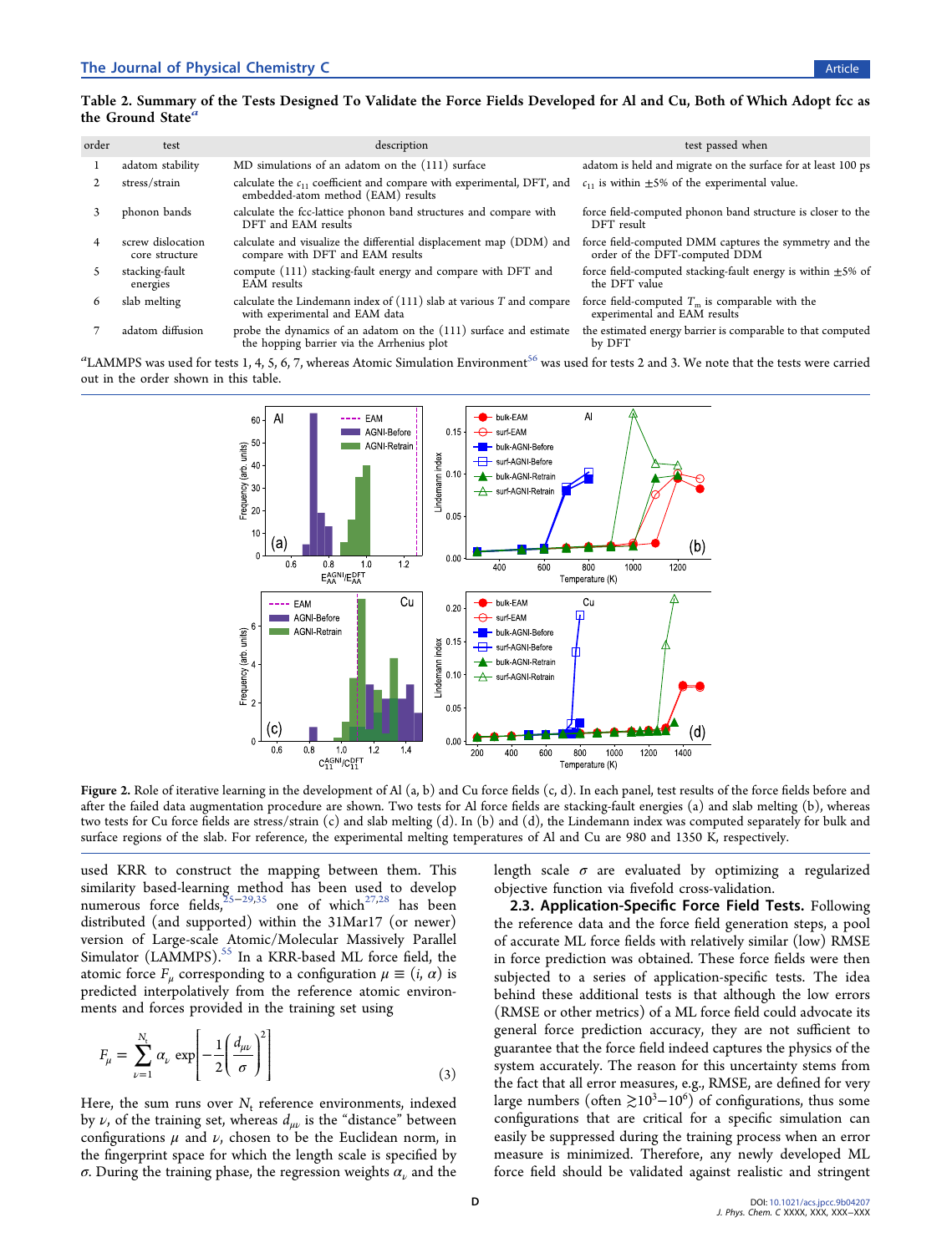**Table 2. Summary of the Tests Designed To Validate the Force Fields Developed for Al and Cu, Both of Which Adopt fcc as the Ground State**[a]

| order | test | description | test passed when |
|---|---|---|---|
| 1 | adatom stability | MD simulations of an adatom on the (111) surface | adatom is held and migrate on the surface for at least 100 ps |
| 2 | stress/strain | calculate the $c_{11}$ coefficient and compare with experimental, DFT, and embedded-atom method (EAM) results | $c_{11}$ is within ±5% of the experimental value. |
| 3 | phonon bands | calculate the fcc-lattice phonon band structures and compare with DFT and EAM results | force field-computed phonon band structure is closer to the DFT result |
| 4 | screw dislocation core structure | calculate and visualize the differential displacement map (DDM) and compare with DFT and EAM results | force field-computed DMM captures the symmetry and the order of the DFT-computed DDM |
| 5 | stacking-fault energies | compute (111) stacking-fault energy and compare with DFT and EAM results | force field-computed stacking-fault energy is within ±5% of the DFT value |
| 6 | slab melting | calculate the Lindemann index of (111) slab at various $T$ and compare with experimental and EAM data | force field-computed $T_m$ is comparable with the experimental and EAM results |
| 7 | adatom diffusion | probe the dynamics of an adatom on the (111) surface and estimate the hopping barrier via the Arrhenius plot | the estimated energy barrier is comparable to that computed by DFT |

[a]LAMMPS was used for tests 1, 4, 5, 6, 7, whereas Atomic Simulation Environment[56] was used for tests 2 and 3. We note that the tests were carried out in the order shown in this table.

Figure 2. Role of iterative learning in the development of Al (a, b) and Cu force fields (c, d). In each panel, test results of the force fields before and after the failed data augmentation procedure are shown. Two tests for Al force fields are stacking-fault energies (a) and slab melting (b), whereas two tests for Cu force fields are stress/strain (c) and slab melting (d). In (b) and (d), the Lindemann index was computed separately for bulk and surface regions of the slab. For reference, the experimental melting temperatures of Al and Cu are 980 and 1350 K, respectively.

used KRR to construct the mapping between them. This similarity based-learning method has been used to develop numerous force fields,[25−29,35] one of which[27,28] has been distributed (and supported) within the 31Mar17 (or newer) version of Large-scale Atomic/Molecular Massively Parallel Simulator (LAMMPS).[55] In a KRR-based ML force field, the atomic force $F_\mu$ corresponding to a configuration $\mu \equiv (i, \alpha)$ is predicted interpolatively from the reference atomic environments and forces provided in the training set using

$$F_\mu = \sum_{\nu=1}^{N_t} \alpha_\nu \exp\left[-\frac{1}{2}\left(\frac{d_{\mu\nu}}{\sigma}\right)^2\right] \quad (3)$$

Here, the sum runs over $N_t$ reference environments, indexed by $\nu$, of the training set, whereas $d_{\mu\nu}$ is the "distance" between configurations $\mu$ and $\nu$, chosen to be the Euclidean norm, in the fingerprint space for which the length scale is specified by $\sigma$. During the training phase, the regression weights $\alpha_\nu$ and the length scale $\sigma$ are evaluated by optimizing a regularized objective function via fivefold cross-validation.

### 2.3. Application-Specific Force Field Tests.

Following the reference data and the force field generation steps, a pool of accurate ML force fields with relatively similar (low) RMSE in force prediction was obtained. These force fields were then subjected to a series of application-specific tests. The idea behind these additional tests is that although the low errors (RMSE or other metrics) of a ML force field could advocate its general force prediction accuracy, they are not sufficient to guarantee that the force field indeed captures the physics of the system accurately. The reason for this uncertainty stems from the fact that all error measures, e.g., RMSE, are defined for very large numbers (often $\gtrsim 10^3 - 10^6$) of configurations, thus some configurations that are critical for a specific simulation can easily be suppressed during the training process when an error measure is minimized. Therefore, any newly developed ML force field should be validated against realistic and stringent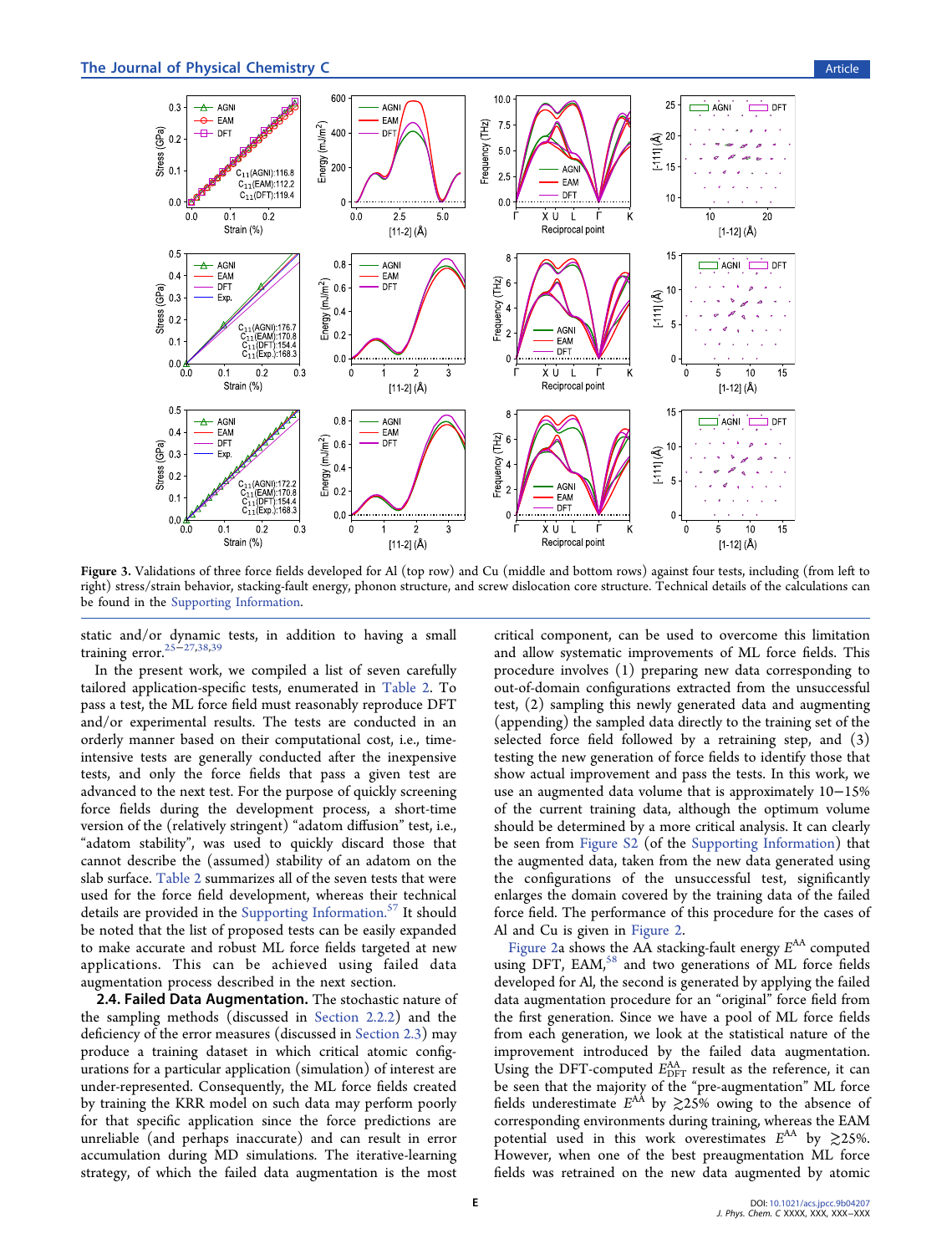Figure 3. Validations of three force fields developed for Al (top row) and Cu (middle and bottom rows) against four tests, including (from left to right) stress/strain behavior, stacking-fault energy, phonon structure, and screw dislocation core structure. Technical details of the calculations can be found in the Supporting Information.

static and/or dynamic tests, in addition to having a small training error.[25−27,38,39]

In the present work, we compiled a list of seven carefully tailored application-specific tests, enumerated in Table 2. To pass a test, the ML force field must reasonably reproduce DFT and/or experimental results. The tests are conducted in an orderly manner based on their computational cost, i.e., time-intensive tests are generally conducted after the inexpensive tests, and only the force fields that pass a given test are advanced to the next test. For the purpose of quickly screening force fields during the development process, a short-time version of the (relatively stringent) "adatom diffusion" test, i.e., "adatom stability", was used to quickly discard those that cannot describe the (assumed) stability of an adatom on the slab surface. Table 2 summarizes all of the seven tests that were used for the force field development, whereas their technical details are provided in the Supporting Information.[57] It should be noted that the list of proposed tests can be easily expanded to make accurate and robust ML force fields targeted at new applications. This can be achieved using failed data augmentation process described in the next section.

### 2.4. Failed Data Augmentation.

The stochastic nature of the sampling methods (discussed in Section 2.2.2) and the deficiency of the error measures (discussed in Section 2.3) may produce a training dataset in which critical atomic configurations for a particular application (simulation) of interest are under-represented. Consequently, the ML force fields created by training the KRR model on such data may perform poorly for that specific application since the force predictions are unreliable (and perhaps inaccurate) and can result in error accumulation during MD simulations. The iterative-learning strategy, of which the failed data augmentation is the most critical component, can be used to overcome this limitation and allow systematic improvements of ML force fields. This procedure involves (1) preparing new data corresponding to out-of-domain configurations extracted from the unsuccessful test, (2) sampling this newly generated data and augmenting (appending) the sampled data directly to the training set of the selected force field followed by a retraining step, and (3) testing the new generation of force fields to identify those that show actual improvement and pass the tests. In this work, we use an augmented data volume that is approximately 10−15% of the current training data, although the optimum volume should be determined by a more critical analysis. It can clearly be seen from Figure S2 (of the Supporting Information) that the augmented data, taken from the new data generated using the configurations of the unsuccessful test, significantly enlarges the domain covered by the training data of the failed force field. The performance of this procedure for the cases of Al and Cu is given in Figure 2.

Figure 2a shows the AA stacking-fault energy $E^{AA}$ computed using DFT, EAM,[58] and two generations of ML force fields developed for Al, the second is generated by applying the failed data augmentation procedure for an "original" force field from the first generation. Since we have a pool of ML force fields from each generation, we look at the statistical nature of the improvement introduced by the failed data augmentation. Using the DFT-computed $E^{AA}_{DFT}$ result as the reference, it can be seen that the majority of the "pre-augmentation" ML force fields underestimate $E^{AA}$ by $\gtrsim$25% owing to the absence of corresponding environments during training, whereas the EAM potential used in this work overestimates $E^{AA}$ by $\gtrsim$25%. However, when one of the best preaugmentation ML force fields was retrained on the new data augmented by atomic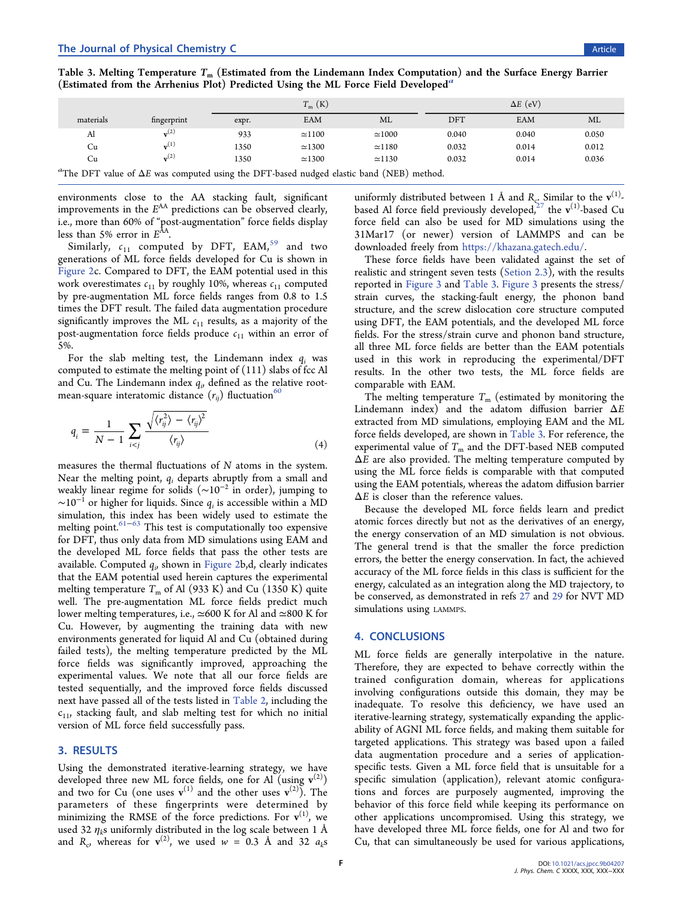Table 3. Melting Temperature $T_m$ (Estimated from the Lindemann Index Computation) and the Surface Energy Barrier (Estimated from the Arrhenius Plot) Predicted Using the ML Force Field Developed[a]

| materials | fingerprint | $T_m$ (K) | | | $\Delta E$ (eV) | | |
|---|---|---|---|---|---|---|---|
| | | expr. | EAM | ML | DFT | EAM | ML |
| Al | $\mathbf{v}^{(2)}$ | 933 | $\simeq$1100 | $\simeq$1000 | 0.040 | 0.040 | 0.050 |
| Cu | $\mathbf{v}^{(1)}$ | 1350 | $\simeq$1300 | $\simeq$1180 | 0.032 | 0.014 | 0.012 |
| Cu | $\mathbf{v}^{(2)}$ | 1350 | $\simeq$1300 | $\simeq$1130 | 0.032 | 0.014 | 0.036 |

[a]The DFT value of $\Delta E$ was computed using the DFT-based nudged elastic band (NEB) method.

environments close to the AA stacking fault, significant improvements in the $E^{AA}$ predictions can be observed clearly, i.e., more than 60% of "post-augmentation" force fields display less than 5% error in $E^{AA}$.

Similarly, $c_{11}$ computed by DFT, EAM,[59] and two generations of ML force fields developed for Cu is shown in Figure 2c. Compared to DFT, the EAM potential used in this work overestimates $c_{11}$ by roughly 10%, whereas $c_{11}$ computed by pre-augmentation ML force fields ranges from 0.8 to 1.5 times the DFT result. The failed data augmentation procedure significantly improves the ML $c_{11}$ results, as a majority of the post-augmentation force fields produce $c_{11}$ within an error of 5%.

For the slab melting test, the Lindemann index $q_i$ was computed to estimate the melting point of (111) slabs of fcc Al and Cu. The Lindemann index $q_i$, defined as the relative root-mean-square interatomic distance ($r_{ij}$) fluctuation[60]

$$q_i = \frac{1}{N-1}\sum_{i<j}\frac{\sqrt{\langle r_{ij}^2\rangle - \langle r_{ij}\rangle^2}}{\langle r_{ij}\rangle} \tag{4}$$

measures the thermal fluctuations of $N$ atoms in the system. Near the melting point, $q_i$ departs abruptly from a small and weakly linear regime for solids ($\sim 10^{-2}$ in order), jumping to $\sim 10^{-1}$ or higher for liquids. Since $q_i$ is accessible within a MD simulation, this index has been widely used to estimate the melting point.[61−63] This test is computationally too expensive for DFT, thus only data from MD simulations using EAM and the developed ML force fields that pass the other tests are available. Computed $q_i$, shown in Figure 2b,d, clearly indicates that the EAM potential used herein captures the experimental melting temperature $T_m$ of Al (933 K) and Cu (1350 K) quite well. The pre-augmentation ML force fields predict much lower melting temperatures, i.e., $\simeq$600 K for Al and $\simeq$800 K for Cu. However, by augmenting the training data with new environments generated for liquid Al and Cu (obtained during failed tests), the melting temperature predicted by the ML force fields was significantly improved, approaching the experimental values. We note that all our force fields are tested sequentially, and the improved force fields discussed next have passed all of the tests listed in Table 2, including the $c_{11}$, stacking fault, and slab melting test for which no initial version of ML force field successfully pass.

## 3. RESULTS

Using the demonstrated iterative-learning strategy, we have developed three new ML force fields, one for Al (using $\mathbf{v}^{(2)}$) and two for Cu (one uses $\mathbf{v}^{(1)}$ and the other uses $\mathbf{v}^{(2)}$). The parameters of these fingerprints were determined by minimizing the RMSE of the force predictions. For $\mathbf{v}^{(1)}$, we used 32 $\eta_k$s uniformly distributed in the log scale between 1 Å and $R_c$, whereas for $\mathbf{v}^{(2)}$, we used $w$ = 0.3 Å and 32 $a_k$s uniformly distributed between 1 Å and $R_c$. Similar to the $\mathbf{v}^{(1)}$-based Al force field previously developed,[27] the $\mathbf{v}^{(1)}$-based Cu force field can also be used for MD simulations using the 31Mar17 (or newer) version of LAMMPS and can be downloaded freely from https://khazana.gatech.edu/.

These force fields have been validated against the set of realistic and stringent seven tests (Setion 2.3), with the results reported in Figure 3 and Table 3. Figure 3 presents the stress/strain curves, the stacking-fault energy, the phonon band structure, and the screw dislocation core structure computed using DFT, the EAM potentials, and the developed ML force fields. For the stress/strain curve and phonon band structure, all three ML force fields are better than the EAM potentials used in this work in reproducing the experimental/DFT results. In the other two tests, the ML force fields are comparable with EAM.

The melting temperature $T_m$ (estimated by monitoring the Lindemann index) and the adatom diffusion barrier $\Delta E$ extracted from MD simulations, employing EAM and the ML force fields developed, are shown in Table 3. For reference, the experimental value of $T_m$ and the DFT-based NEB computed $\Delta E$ are also provided. The melting temperature computed by using the ML force fields is comparable with that computed using the EAM potentials, whereas the adatom diffusion barrier $\Delta E$ is closer than the reference values.

Because the developed ML force fields learn and predict atomic forces directly but not as the derivatives of an energy, the energy conservation of an MD simulation is not obvious. The general trend is that the smaller the force prediction errors, the better the energy conservation. In fact, the achieved accuracy of the ML force fields in this class is sufficient for the energy, calculated as an integration along the MD trajectory, to be conserved, as demonstrated in refs 27 and 29 for NVT MD simulations using LAMMPS.

## 4. CONCLUSIONS

ML force fields are generally interpolative in the nature. Therefore, they are expected to behave correctly within the trained configuration domain, whereas for applications involving configurations outside this domain, they may be inadequate. To resolve this deficiency, we have used an iterative-learning strategy, systematically expanding the applicability of AGNI ML force fields, and making them suitable for targeted applications. This strategy was based upon a failed data augmentation procedure and a series of application-specific tests. Given a ML force field that is unsuitable for a specific simulation (application), relevant atomic configurations and forces are purposely augmented, improving the behavior of this force field while keeping its performance on other applications uncompromised. Using this strategy, we have developed three ML force fields, one for Al and two for Cu, that can simultaneously be used for various applications,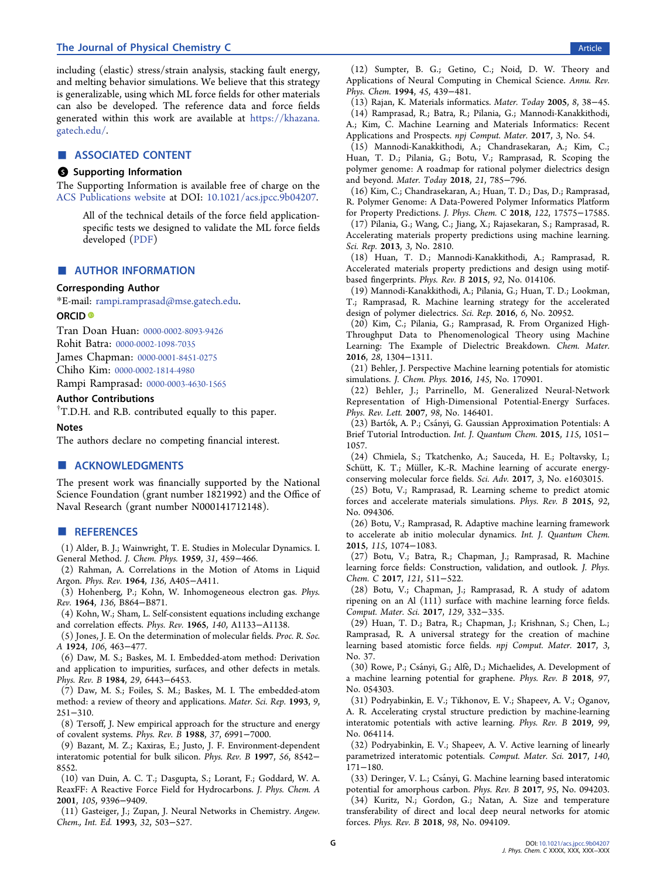including (elastic) stress/strain analysis, stacking fault energy, and melting behavior simulations. We believe that this strategy is generalizable, using which ML force fields for other materials can also be developed. The reference data and force fields generated within this work are available at https://khazana.gatech.edu/.

## ■ ASSOCIATED CONTENT

### Supporting Information

The Supporting Information is available free of charge on the ACS Publications website at DOI: 10.1021/acs.jpcc.9b04207.

> All of the technical details of the force field application-specific tests we designed to validate the ML force fields developed (PDF)

## ■ AUTHOR INFORMATION

### Corresponding Author

*E-mail: rampi.ramprasad@mse.gatech.edu.

### ORCID

Tran Doan Huan: 0000-0002-8093-9426
Rohit Batra: 0000-0002-1098-7035
James Chapman: 0000-0001-8451-0275
Chiho Kim: 0000-0002-1814-4980
Rampi Ramprasad: 0000-0003-4630-1565

### Author Contributions

†T.D.H. and R.B. contributed equally to this paper.

### Notes

The authors declare no competing financial interest.

## ■ ACKNOWLEDGMENTS

The present work was financially supported by the National Science Foundation (grant number 1821992) and the Office of Naval Research (grant number N000141712148).

## ■ REFERENCES

(1) Alder, B. J.; Wainwright, T. E. Studies in Molecular Dynamics. I. General Method. *J. Chem. Phys.* **1959**, *31*, 459−466.

(2) Rahman, A. Correlations in the Motion of Atoms in Liquid Argon. *Phys. Rev.* **1964**, *136*, A405−A411.

(3) Hohenberg, P.; Kohn, W. Inhomogeneous electron gas. *Phys. Rev.* **1964**, *136*, B864−B871.

(4) Kohn, W.; Sham, L. Self-consistent equations including exchange and correlation effects. *Phys. Rev.* **1965**, *140*, A1133−A1138.

(5) Jones, J. E. On the determination of molecular fields. *Proc. R. Soc. A* **1924**, *106*, 463−477.

(6) Daw, M. S.; Baskes, M. I. Embedded-atom method: Derivation and application to impurities, surfaces, and other defects in metals. *Phys. Rev. B* **1984**, *29*, 6443−6453.

(7) Daw, M. S.; Foiles, S. M.; Baskes, M. I. The embedded-atom method: a review of theory and applications. *Mater. Sci. Rep.* **1993**, *9*, 251−310.

(8) Tersoff, J. New empirical approach for the structure and energy of covalent systems. *Phys. Rev. B* **1988**, *37*, 6991−7000.

(9) Bazant, M. Z.; Kaxiras, E.; Justo, J. F. Environment-dependent interatomic potential for bulk silicon. *Phys. Rev. B* **1997**, *56*, 8542−8552.

(10) van Duin, A. C. T.; Dasgupta, S.; Lorant, F.; Goddard, W. A. ReaxFF: A Reactive Force Field for Hydrocarbons. *J. Phys. Chem. A* **2001**, *105*, 9396−9409.

(11) Gasteiger, J.; Zupan, J. Neural Networks in Chemistry. *Angew. Chem., Int. Ed.* **1993**, *32*, 503−527.

(12) Sumpter, B. G.; Getino, C.; Noid, D. W. Theory and Applications of Neural Computing in Chemical Science. *Annu. Rev. Phys. Chem.* **1994**, *45*, 439−481.

(13) Rajan, K. Materials informatics. *Mater. Today* **2005**, *8*, 38−45.

(14) Ramprasad, R.; Batra, R.; Pilania, G.; Mannodi-Kanakkithodi, A.; Kim, C. Machine Learning and Materials Informatics: Recent Applications and Prospects. *npj Comput. Mater.* **2017**, *3*, No. 54.

(15) Mannodi-Kanakkithodi, A.; Chandrasekaran, A.; Kim, C.; Huan, T. D.; Pilania, G.; Botu, V.; Ramprasad, R. Scoping the polymer genome: A roadmap for rational polymer dielectrics design and beyond. *Mater. Today* **2018**, *21*, 785−796.

(16) Kim, C.; Chandrasekaran, A.; Huan, T. D.; Das, D.; Ramprasad, R. Polymer Genome: A Data-Powered Polymer Informatics Platform for Property Predictions. *J. Phys. Chem. C* **2018**, *122*, 17575−17585.

(17) Pilania, G.; Wang, C.; Jiang, X.; Rajasekaran, S.; Ramprasad, R. Accelerating materials property predictions using machine learning. *Sci. Rep.* **2013**, *3*, No. 2810.

(18) Huan, T. D.; Mannodi-Kanakkithodi, A.; Ramprasad, R. Accelerated materials property predictions and design using motif-based fingerprints. *Phys. Rev. B* **2015**, *92*, No. 014106.

(19) Mannodi-Kanakkithodi, A.; Pilania, G.; Huan, T. D.; Lookman, T.; Ramprasad, R. Machine learning strategy for the accelerated design of polymer dielectrics. *Sci. Rep.* **2016**, *6*, No. 20952.

(20) Kim, C.; Pilania, G.; Ramprasad, R. From Organized High-Throughput Data to Phenomenological Theory using Machine Learning: The Example of Dielectric Breakdown. *Chem. Mater.* **2016**, *28*, 1304−1311.

(21) Behler, J. Perspective Machine learning potentials for atomistic simulations. *J. Chem. Phys.* **2016**, *145*, No. 170901.

(22) Behler, J.; Parrinello, M. Generalized Neural-Network Representation of High-Dimensional Potential-Energy Surfaces. *Phys. Rev. Lett.* **2007**, *98*, No. 146401.

(23) Bartók, A. P.; Csányi, G. Gaussian Approximation Potentials: A Brief Tutorial Introduction. *Int. J. Quantum Chem.* **2015**, *115*, 1051−1057.

(24) Chmiela, S.; Tkatchenko, A.; Sauceda, H. E.; Poltavsky, I.; Schütt, K. T.; Müller, K.-R. Machine learning of accurate energy-conserving molecular force fields. *Sci. Adv.* **2017**, *3*, No. e1603015.

(25) Botu, V.; Ramprasad, R. Learning scheme to predict atomic forces and accelerate materials simulations. *Phys. Rev. B* **2015**, *92*, No. 094306.

(26) Botu, V.; Ramprasad, R. Adaptive machine learning framework to accelerate ab initio molecular dynamics. *Int. J. Quantum Chem.* **2015**, *115*, 1074−1083.

(27) Botu, V.; Batra, R.; Chapman, J.; Ramprasad, R. Machine learning force fields: Construction, validation, and outlook. *J. Phys. Chem. C* **2017**, *121*, 511−522.

(28) Botu, V.; Chapman, J.; Ramprasad, R. A study of adatom ripening on an Al (111) surface with machine learning force fields. *Comput. Mater. Sci.* **2017**, *129*, 332−335.

(29) Huan, T. D.; Batra, R.; Chapman, J.; Krishnan, S.; Chen, L.; Ramprasad, R. A universal strategy for the creation of machine learning based atomistic force fields. *npj Comput. Mater.* **2017**, *3*, No. 37.

(30) Rowe, P.; Csányi, G.; Alfè, D.; Michaelides, A. Development of a machine learning potential for graphene. *Phys. Rev. B* **2018**, *97*, No. 054303.

(31) Podryabinkin, E. V.; Tikhonov, E. V.; Shapeev, A. V.; Oganov, A. R. Accelerating crystal structure prediction by machine-learning interatomic potentials with active learning. *Phys. Rev. B* **2019**, *99*, No. 064114.

(32) Podryabinkin, E. V.; Shapeev, A. V. Active learning of linearly parametrized interatomic potentials. *Comput. Mater. Sci.* **2017**, *140*, 171−180.

(33) Deringer, V. L.; Csányi, G. Machine learning based interatomic potential for amorphous carbon. *Phys. Rev. B* **2017**, *95*, No. 094203.

(34) Kuritz, N.; Gordon, G.; Natan, A. Size and temperature transferability of direct and local deep neural networks for atomic forces. *Phys. Rev. B* **2018**, *98*, No. 094109.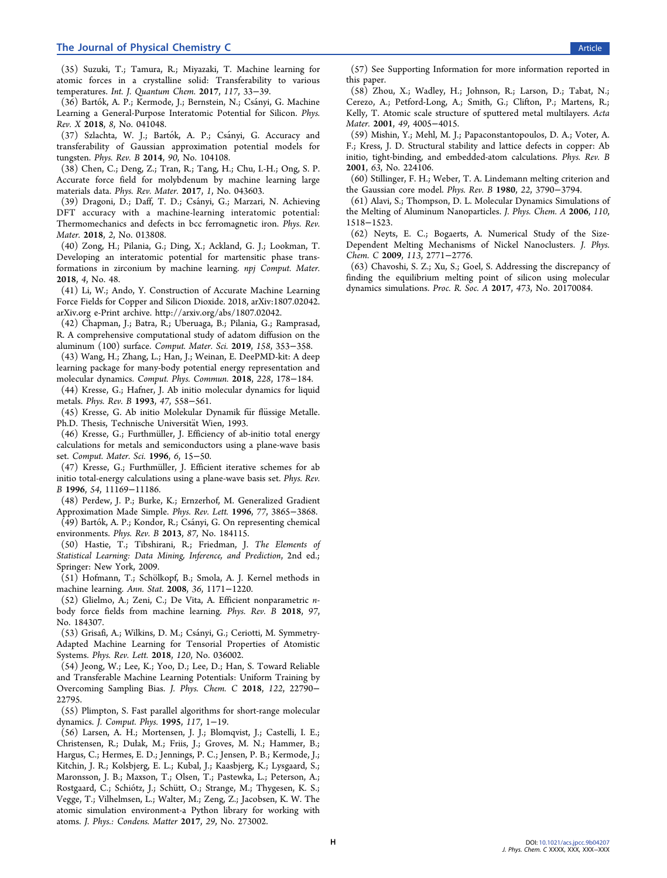(35) Suzuki, T.; Tamura, R.; Miyazaki, T. Machine learning for atomic forces in a crystalline solid: Transferability to various temperatures. *Int. J. Quantum Chem.* **2017**, *117*, 33−39.

(36) Bartók, A. P.; Kermode, J.; Bernstein, N.; Csányi, G. Machine Learning a General-Purpose Interatomic Potential for Silicon. *Phys. Rev. X* **2018**, *8*, No. 041048.

(37) Szlachta, W. J.; Bartók, A. P.; Csányi, G. Accuracy and transferability of Gaussian approximation potential models for tungsten. *Phys. Rev. B* **2014**, *90*, No. 104108.

(38) Chen, C.; Deng, Z.; Tran, R.; Tang, H.; Chu, I.-H.; Ong, S. P. Accurate force field for molybdenum by machine learning large materials data. *Phys. Rev. Mater.* **2017**, *1*, No. 043603.

(39) Dragoni, D.; Daff, T. D.; Csányi, G.; Marzari, N. Achieving DFT accuracy with a machine-learning interatomic potential: Thermomechanics and defects in bcc ferromagnetic iron. *Phys. Rev. Mater.* **2018**, *2*, No. 013808.

(40) Zong, H.; Pilania, G.; Ding, X.; Ackland, G. J.; Lookman, T. Developing an interatomic potential for martensitic phase transformations in zirconium by machine learning. *npj Comput. Mater.* **2018**, *4*, No. 48.

(41) Li, W.; Ando, Y. Construction of Accurate Machine Learning Force Fields for Copper and Silicon Dioxide. 2018, arXiv:1807.02042. arXiv.org e-Print archive. http://arxiv.org/abs/1807.02042.

(42) Chapman, J.; Batra, R.; Uberuaga, B.; Pilania, G.; Ramprasad, R. A comprehensive computational study of adatom diffusion on the aluminum (100) surface. *Comput. Mater. Sci.* **2019**, *158*, 353−358.

(43) Wang, H.; Zhang, L.; Han, J.; Weinan, E. DeePMD-kit: A deep learning package for many-body potential energy representation and molecular dynamics. *Comput. Phys. Commun.* **2018**, *228*, 178−184.

(44) Kresse, G.; Hafner, J. Ab initio molecular dynamics for liquid metals. *Phys. Rev. B* **1993**, *47*, 558−561.

(45) Kresse, G. Ab initio Molekular Dynamik für flüssige Metalle. Ph.D. Thesis, Technische Universität Wien, 1993.

(46) Kresse, G.; Furthmüller, J. Efficiency of ab-initio total energy calculations for metals and semiconductors using a plane-wave basis set. *Comput. Mater. Sci.* **1996**, *6*, 15−50.

(47) Kresse, G.; Furthmüller, J. Efficient iterative schemes for ab initio total-energy calculations using a plane-wave basis set. *Phys. Rev. B* **1996**, *54*, 11169−11186.

(48) Perdew, J. P.; Burke, K.; Ernzerhof, M. Generalized Gradient Approximation Made Simple. *Phys. Rev. Lett.* **1996**, *77*, 3865−3868.

(49) Bartók, A. P.; Kondor, R.; Csányi, G. On representing chemical environments. *Phys. Rev. B* **2013**, *87*, No. 184115.

(50) Hastie, T.; Tibshirani, R.; Friedman, J. *The Elements of Statistical Learning: Data Mining, Inference, and Prediction*, 2nd ed.; Springer: New York, 2009.

(51) Hofmann, T.; Schölkopf, B.; Smola, A. J. Kernel methods in machine learning. *Ann. Stat.* **2008**, *36*, 1171−1220.

(52) Glielmo, A.; Zeni, C.; De Vita, A. Efficient nonparametric *n*-body force fields from machine learning. *Phys. Rev. B* **2018**, *97*, No. 184307.

(53) Grisafi, A.; Wilkins, D. M.; Csányi, G.; Ceriotti, M. Symmetry-Adapted Machine Learning for Tensorial Properties of Atomistic Systems. *Phys. Rev. Lett.* **2018**, *120*, No. 036002.

(54) Jeong, W.; Lee, K.; Yoo, D.; Lee, D.; Han, S. Toward Reliable and Transferable Machine Learning Potentials: Uniform Training by Overcoming Sampling Bias. *J. Phys. Chem. C* **2018**, *122*, 22790−22795.

(55) Plimpton, S. Fast parallel algorithms for short-range molecular dynamics. *J. Comput. Phys.* **1995**, *117*, 1−19.

(56) Larsen, A. H.; Mortensen, J. J.; Blomqvist, J.; Castelli, I. E.; Christensen, R.; Dulak, M.; Friis, J.; Groves, M. N.; Hammer, B.; Hargus, C.; Hermes, E. D.; Jennings, P. C.; Jensen, P. B.; Kermode, J.; Kitchin, J. R.; Kolsbjerg, E. L.; Kubal, J.; Kaasbjerg, K.; Lysgaard, S.; Maronsson, J. B.; Maxson, T.; Olsen, T.; Pastewka, L.; Peterson, A.; Rostgaard, C.; Schiótz, J.; Schütt, O.; Strange, M.; Thygesen, K. S.; Vegge, T.; Vilhelmsen, L.; Walter, M.; Zeng, Z.; Jacobsen, K. W. The atomic simulation environment-a Python library for working with atoms. *J. Phys.: Condens. Matter* **2017**, *29*, No. 273002.

(57) See Supporting Information for more information reported in this paper.

(58) Zhou, X.; Wadley, H.; Johnson, R.; Larson, D.; Tabat, N.; Cerezo, A.; Petford-Long, A.; Smith, G.; Clifton, P.; Martens, R.; Kelly, T. Atomic scale structure of sputtered metal multilayers. *Acta Mater.* **2001**, *49*, 4005−4015.

(59) Mishin, Y.; Mehl, M. J.; Papaconstantopoulos, D. A.; Voter, A. F.; Kress, J. D. Structural stability and lattice defects in copper: Ab initio, tight-binding, and embedded-atom calculations. *Phys. Rev. B* **2001**, *63*, No. 224106.

(60) Stillinger, F. H.; Weber, T. A. Lindemann melting criterion and the Gaussian core model. *Phys. Rev. B* **1980**, *22*, 3790−3794.

(61) Alavi, S.; Thompson, D. L. Molecular Dynamics Simulations of the Melting of Aluminum Nanoparticles. *J. Phys. Chem. A* **2006**, *110*, 1518−1523.

(62) Neyts, E. C.; Bogaerts, A. Numerical Study of the Size-Dependent Melting Mechanisms of Nickel Nanoclusters. *J. Phys. Chem. C* **2009**, *113*, 2771−2776.

(63) Chavoshi, S. Z.; Xu, S.; Goel, S. Addressing the discrepancy of finding the equilibrium melting point of silicon using molecular dynamics simulations. *Proc. R. Soc. A* **2017**, *473*, No. 20170084.